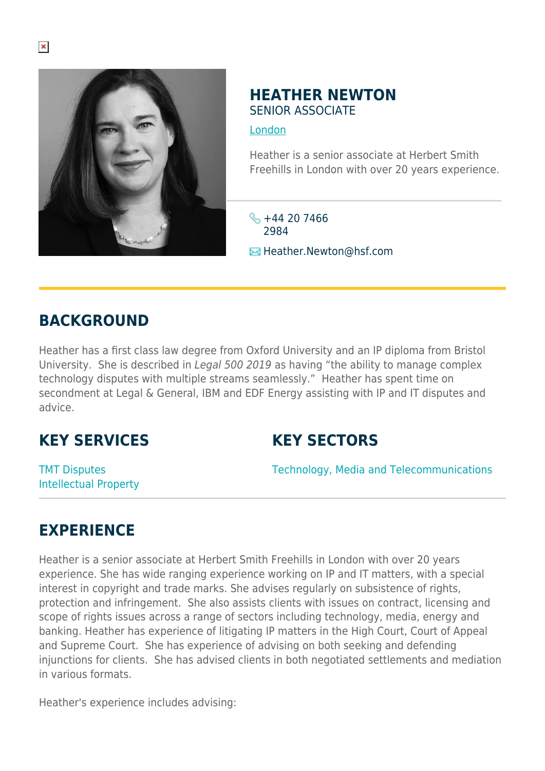# HEATHER NEWTON

SENIOR ASSOCIATE

London

Heather is a senior associate at Herbert Smith Freehills in London with over 20 years experience.

+44 20 7466 2984

Heather.Newton@hsf.com

## BACKGROUND

Heather has a first class law degree from Oxford University and an IP diploma from Bristol University. She is described in *Legal 500 2019* as having "the ability to manage complex technology disputes with multiple streams seamlessly." Heather has spent time on secondment at Legal & General, IBM and EDF Energy assisting with IP and IT disputes and advice.

## KEY SERVICES

TMT Disputes
Intellectual Property

## KEY SECTORS

Technology, Media and Telecommunications

## EXPERIENCE

Heather is a senior associate at Herbert Smith Freehills in London with over 20 years experience. She has wide ranging experience working on IP and IT matters, with a special interest in copyright and trade marks. She advises regularly on subsistence of rights, protection and infringement. She also assists clients with issues on contract, licensing and scope of rights issues across a range of sectors including technology, media, energy and banking. Heather has experience of litigating IP matters in the High Court, Court of Appeal and Supreme Court. She has experience of advising on both seeking and defending injunctions for clients. She has advised clients in both negotiated settlements and mediation in various formats.

Heather's experience includes advising: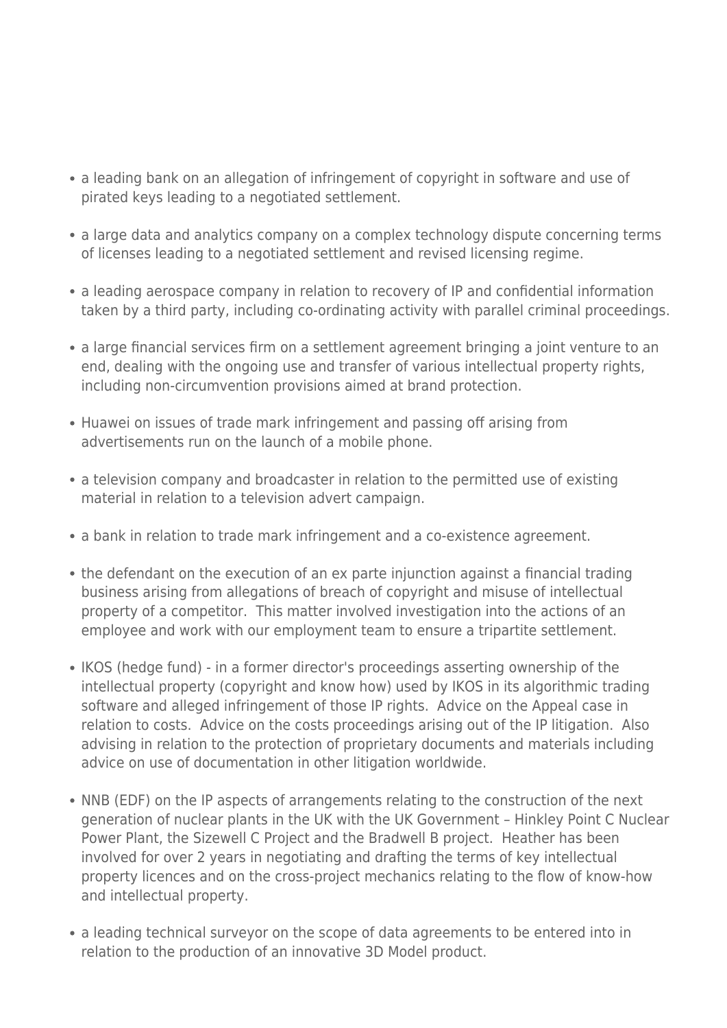- a leading bank on an allegation of infringement of copyright in software and use of pirated keys leading to a negotiated settlement.
- a large data and analytics company on a complex technology dispute concerning terms of licenses leading to a negotiated settlement and revised licensing regime.
- a leading aerospace company in relation to recovery of IP and confidential information taken by a third party, including co-ordinating activity with parallel criminal proceedings.
- a large financial services firm on a settlement agreement bringing a joint venture to an end, dealing with the ongoing use and transfer of various intellectual property rights, including non-circumvention provisions aimed at brand protection.
- Huawei on issues of trade mark infringement and passing off arising from advertisements run on the launch of a mobile phone.
- a television company and broadcaster in relation to the permitted use of existing material in relation to a television advert campaign.
- a bank in relation to trade mark infringement and a co-existence agreement.
- the defendant on the execution of an ex parte injunction against a financial trading business arising from allegations of breach of copyright and misuse of intellectual property of a competitor.  This matter involved investigation into the actions of an employee and work with our employment team to ensure a tripartite settlement.
- IKOS (hedge fund) - in a former director's proceedings asserting ownership of the intellectual property (copyright and know how) used by IKOS in its algorithmic trading software and alleged infringement of those IP rights.  Advice on the Appeal case in relation to costs.  Advice on the costs proceedings arising out of the IP litigation.  Also advising in relation to the protection of proprietary documents and materials including advice on use of documentation in other litigation worldwide.
- NNB (EDF) on the IP aspects of arrangements relating to the construction of the next generation of nuclear plants in the UK with the UK Government – Hinkley Point C Nuclear Power Plant, the Sizewell C Project and the Bradwell B project.  Heather has been involved for over 2 years in negotiating and drafting the terms of key intellectual property licences and on the cross-project mechanics relating to the flow of know-how and intellectual property.
- a leading technical surveyor on the scope of data agreements to be entered into in relation to the production of an innovative 3D Model product.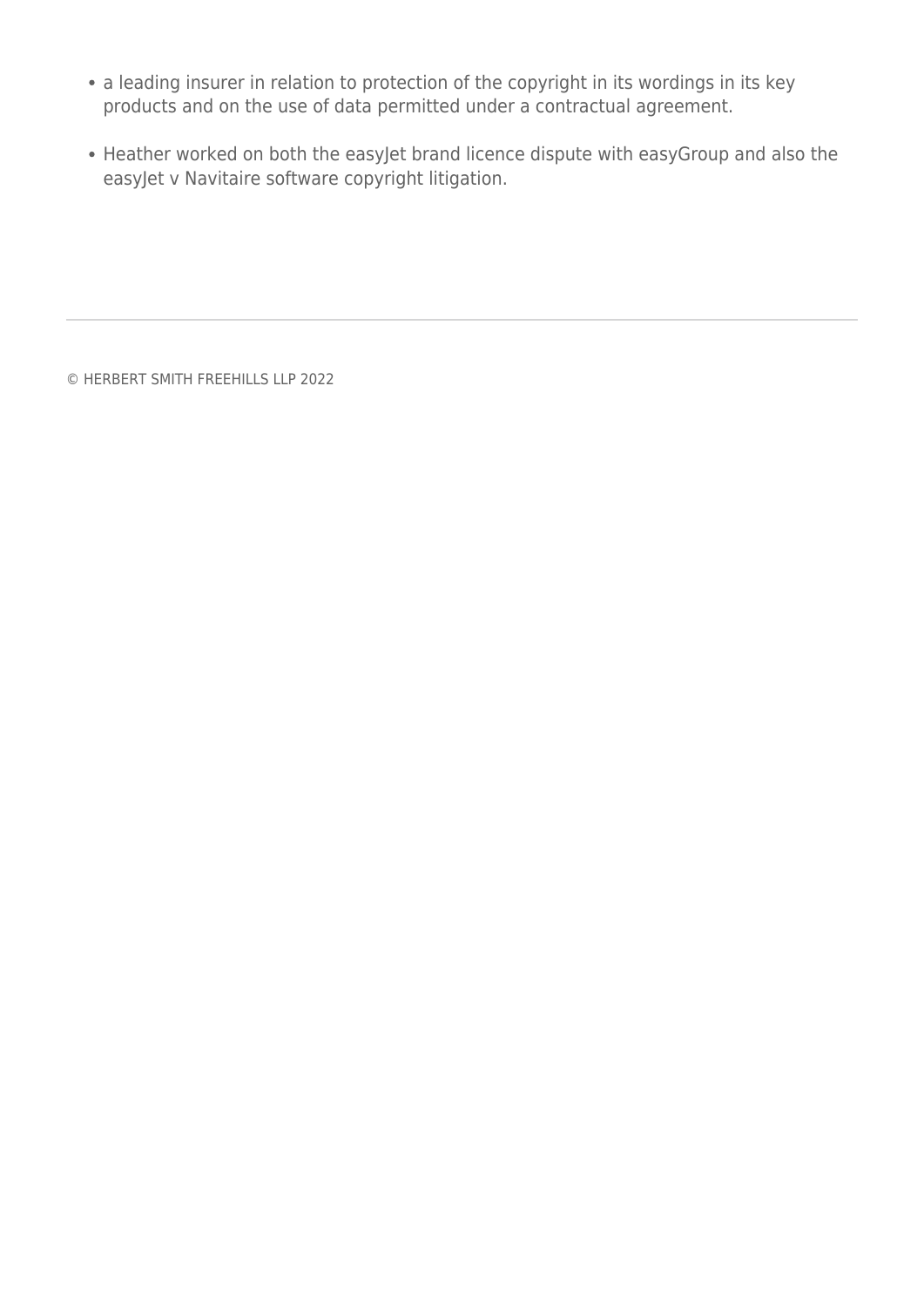- a leading insurer in relation to protection of the copyright in its wordings in its key products and on the use of data permitted under a contractual agreement.
- Heather worked on both the easyJet brand licence dispute with easyGroup and also the easyJet v Navitaire software copyright litigation.

---

© HERBERT SMITH FREEHILLS LLP 2022